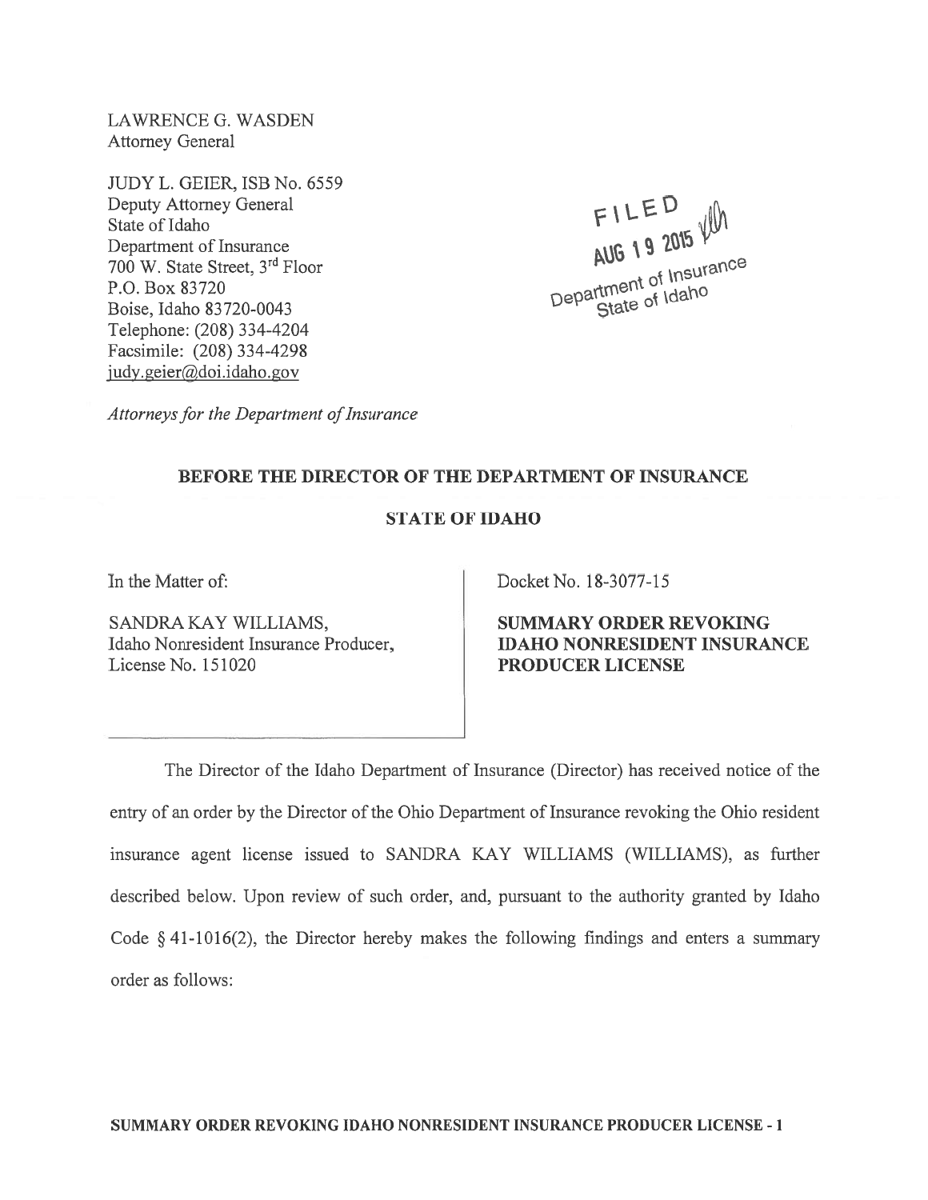LAWRENCE G. WASDEN
Attorney General

JUDY L. GEIER, ISB No. 6559
Deputy Attorney General
State of Idaho
Department of Insurance
700 W. State Street, 3rd Floor
P.O. Box 83720
Boise, Idaho 83720-0043
Telephone: (208) 334-4204
Facsimile: (208) 334-4298
judy.geier@doi.idaho.gov

*Attorneys for the Department of Insurance*

FILED
AUG 19 2015
Department of Insurance
State of Idaho

**BEFORE THE DIRECTOR OF THE DEPARTMENT OF INSURANCE**

**STATE OF IDAHO**

| | |
|---|---|
| In the Matter of:<br><br>SANDRA KAY WILLIAMS,<br>Idaho Nonresident Insurance Producer,<br>License No. 151020 | Docket No. 18-3077-15<br><br>**SUMMARY ORDER REVOKING IDAHO NONRESIDENT INSURANCE PRODUCER LICENSE** |

The Director of the Idaho Department of Insurance (Director) has received notice of the entry of an order by the Director of the Ohio Department of Insurance revoking the Ohio resident insurance agent license issued to SANDRA KAY WILLIAMS (WILLIAMS), as further described below. Upon review of such order, and, pursuant to the authority granted by Idaho Code § 41-1016(2), the Director hereby makes the following findings and enters a summary order as follows: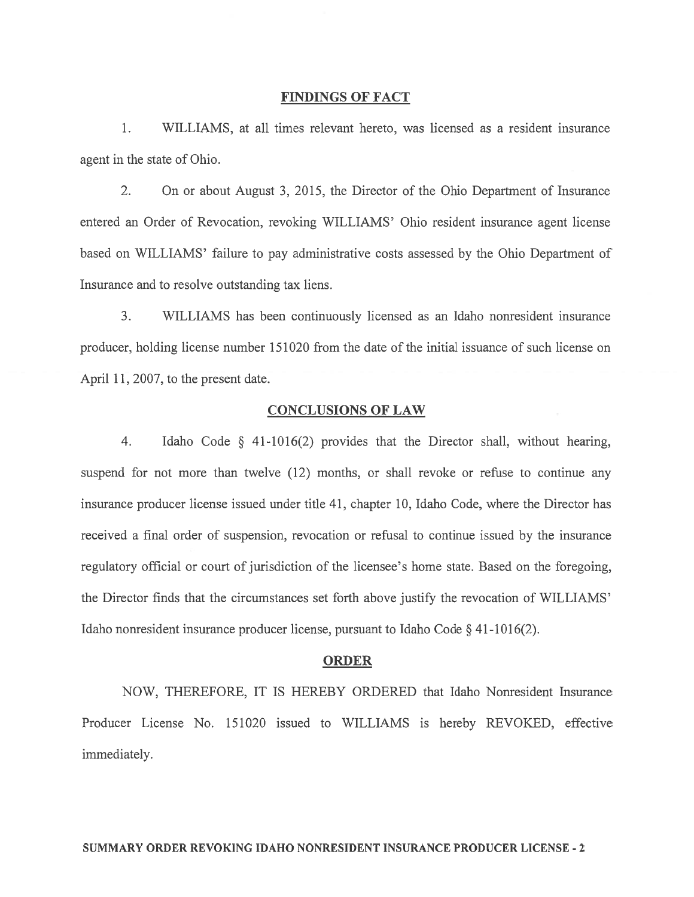## FINDINGS OF FACT

1. WILLIAMS, at all times relevant hereto, was licensed as a resident insurance agent in the state of Ohio.

2. On or about August 3, 2015, the Director of the Ohio Department of Insurance entered an Order of Revocation, revoking WILLIAMS' Ohio resident insurance agent license based on WILLIAMS' failure to pay administrative costs assessed by the Ohio Department of Insurance and to resolve outstanding tax liens.

3. WILLIAMS has been continuously licensed as an Idaho nonresident insurance producer, holding license number 151020 from the date of the initial issuance of such license on April 11, 2007, to the present date.

## CONCLUSIONS OF LAW

4. Idaho Code § 41-1016(2) provides that the Director shall, without hearing, suspend for not more than twelve (12) months, or shall revoke or refuse to continue any insurance producer license issued under title 41, chapter 10, Idaho Code, where the Director has received a final order of suspension, revocation or refusal to continue issued by the insurance regulatory official or court of jurisdiction of the licensee's home state. Based on the foregoing, the Director finds that the circumstances set forth above justify the revocation of WILLIAMS' Idaho nonresident insurance producer license, pursuant to Idaho Code § 41-1016(2).

## ORDER

NOW, THEREFORE, IT IS HEREBY ORDERED that Idaho Nonresident Insurance Producer License No. 151020 issued to WILLIAMS is hereby REVOKED, effective immediately.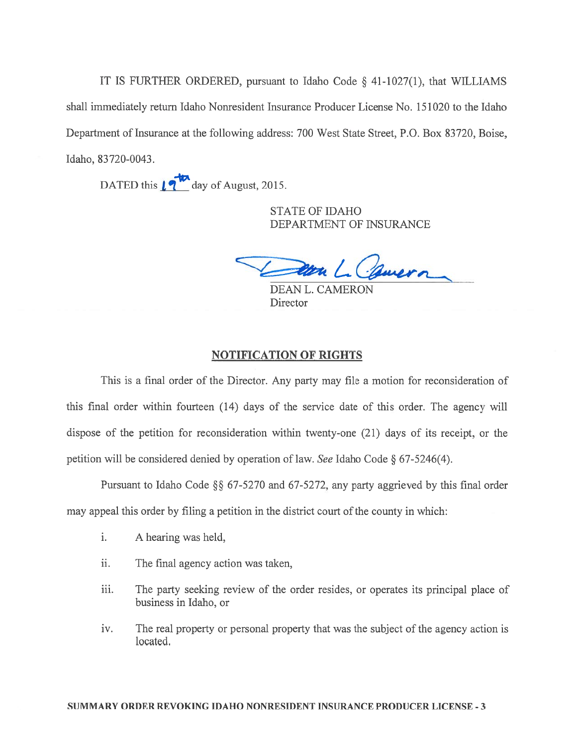IT IS FURTHER ORDERED, pursuant to Idaho Code § 41-1027(1), that WILLIAMS shall immediately return Idaho Nonresident Insurance Producer License No. 151020 to the Idaho Department of Insurance at the following address: 700 West State Street, P.O. Box 83720, Boise, Idaho, 83720-0043.

DATED this 19th day of August, 2015.

STATE OF IDAHO
DEPARTMENT OF INSURANCE

DEAN L. CAMERON
Director

## NOTIFICATION OF RIGHTS

This is a final order of the Director. Any party may file a motion for reconsideration of this final order within fourteen (14) days of the service date of this order. The agency will dispose of the petition for reconsideration within twenty-one (21) days of its receipt, or the petition will be considered denied by operation of law. *See* Idaho Code § 67-5246(4).

Pursuant to Idaho Code §§ 67-5270 and 67-5272, any party aggrieved by this final order may appeal this order by filing a petition in the district court of the county in which:

i. A hearing was held,

ii. The final agency action was taken,

iii. The party seeking review of the order resides, or operates its principal place of business in Idaho, or

iv. The real property or personal property that was the subject of the agency action is located.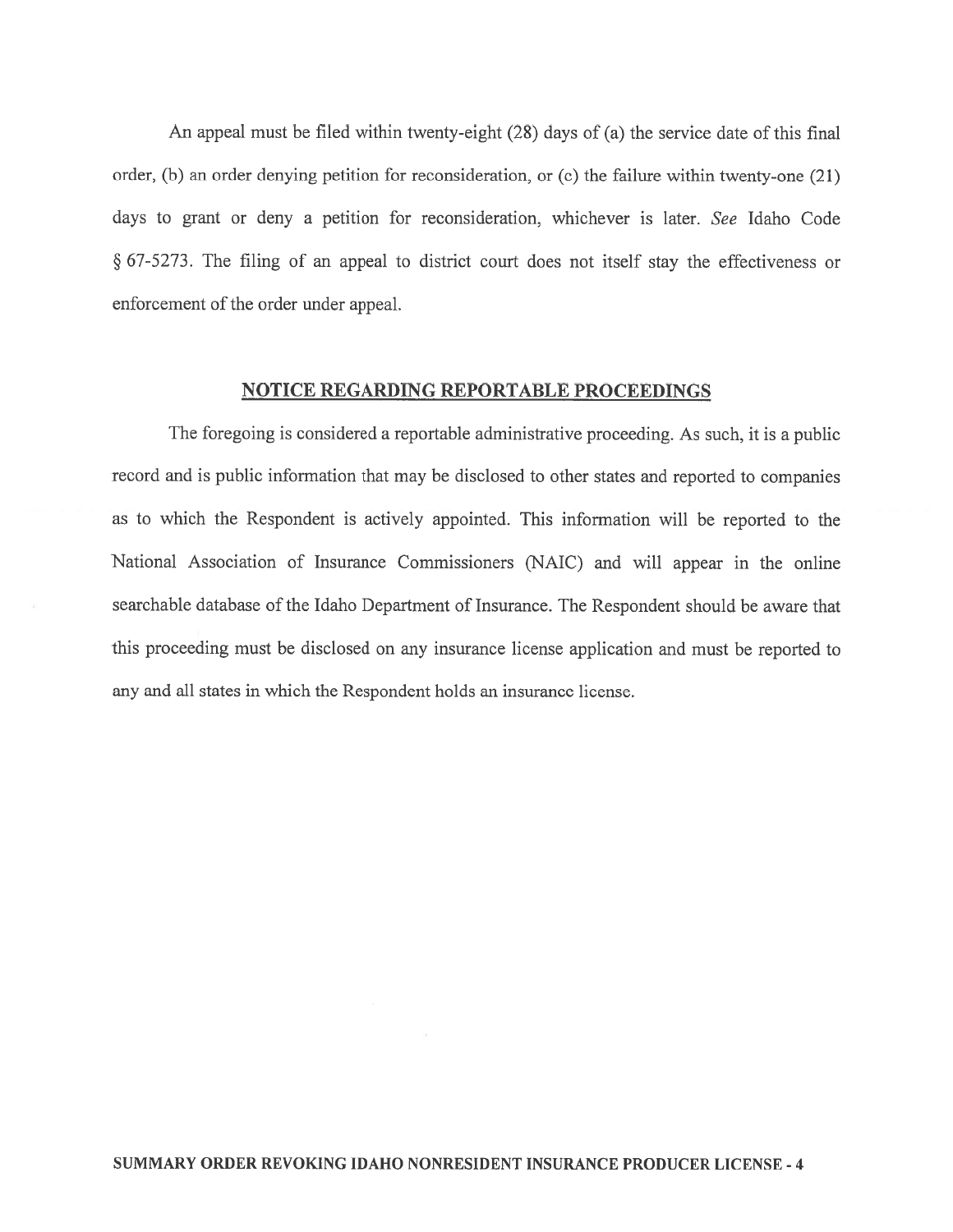An appeal must be filed within twenty-eight (28) days of (a) the service date of this final order, (b) an order denying petition for reconsideration, or (c) the failure within twenty-one (21) days to grant or deny a petition for reconsideration, whichever is later. *See* Idaho Code § 67-5273. The filing of an appeal to district court does not itself stay the effectiveness or enforcement of the order under appeal.

## NOTICE REGARDING REPORTABLE PROCEEDINGS

The foregoing is considered a reportable administrative proceeding. As such, it is a public record and is public information that may be disclosed to other states and reported to companies as to which the Respondent is actively appointed. This information will be reported to the National Association of Insurance Commissioners (NAIC) and will appear in the online searchable database of the Idaho Department of Insurance. The Respondent should be aware that this proceeding must be disclosed on any insurance license application and must be reported to any and all states in which the Respondent holds an insurance license.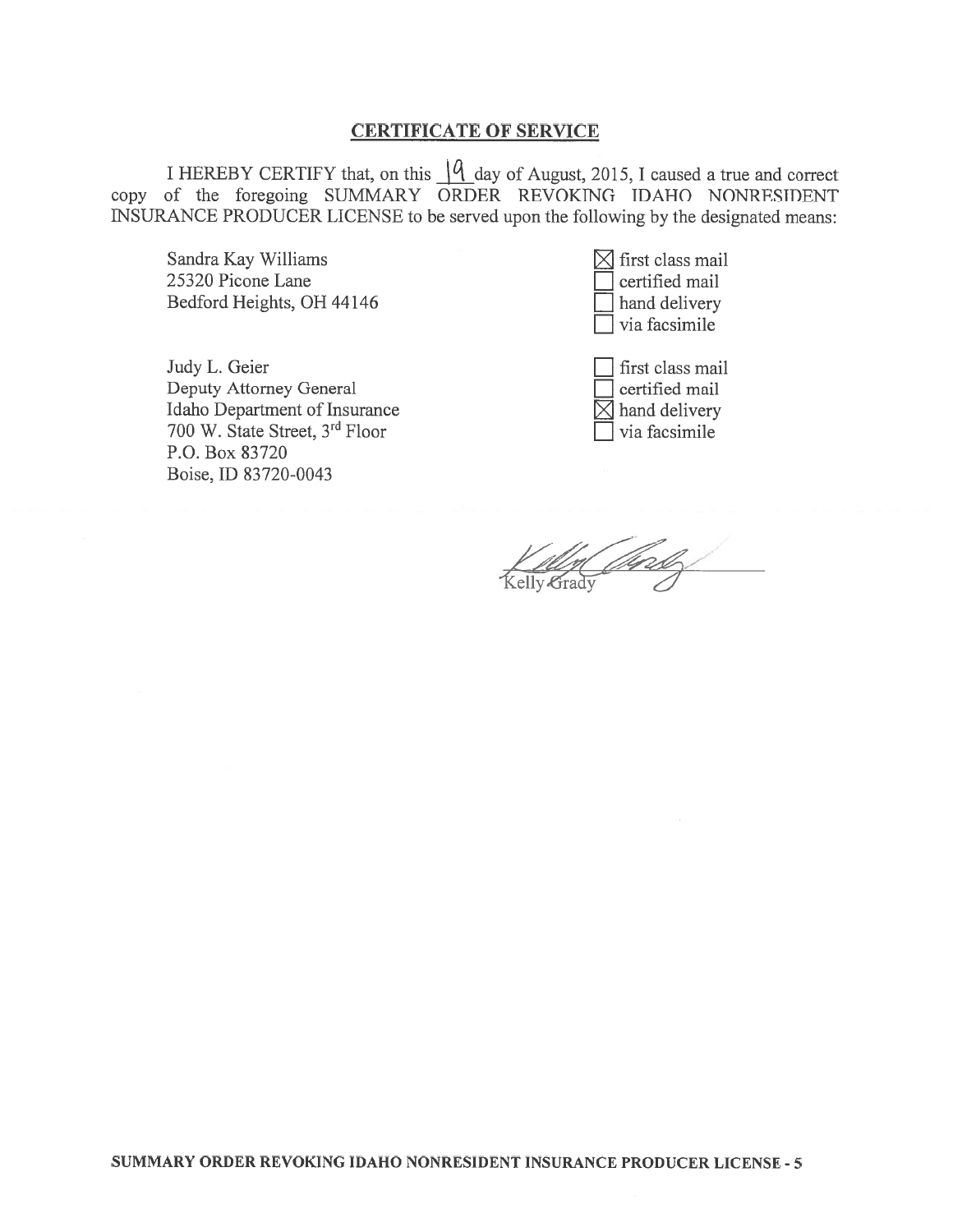## CERTIFICATE OF SERVICE

I HEREBY CERTIFY that, on this 19 day of August, 2015, I caused a true and correct copy of the foregoing SUMMARY ORDER REVOKING IDAHO NONRESIDENT INSURANCE PRODUCER LICENSE to be served upon the following by the designated means:

| | |
|---|---|
| Sandra Kay Williams<br>25320 Picone Lane<br>Bedford Heights, OH 44146 | ☒ first class mail<br>☐ certified mail<br>☐ hand delivery<br>☐ via facsimile |
| Judy L. Geier<br>Deputy Attorney General<br>Idaho Department of Insurance<br>700 W. State Street, 3rd Floor<br>P.O. Box 83720<br>Boise, ID 83720-0043 | ☐ first class mail<br>☐ certified mail<br>☒ hand delivery<br>☐ via facsimile |

Kelly Grady

SUMMARY ORDER REVOKING IDAHO NONRESIDENT INSURANCE PRODUCER LICENSE - 5